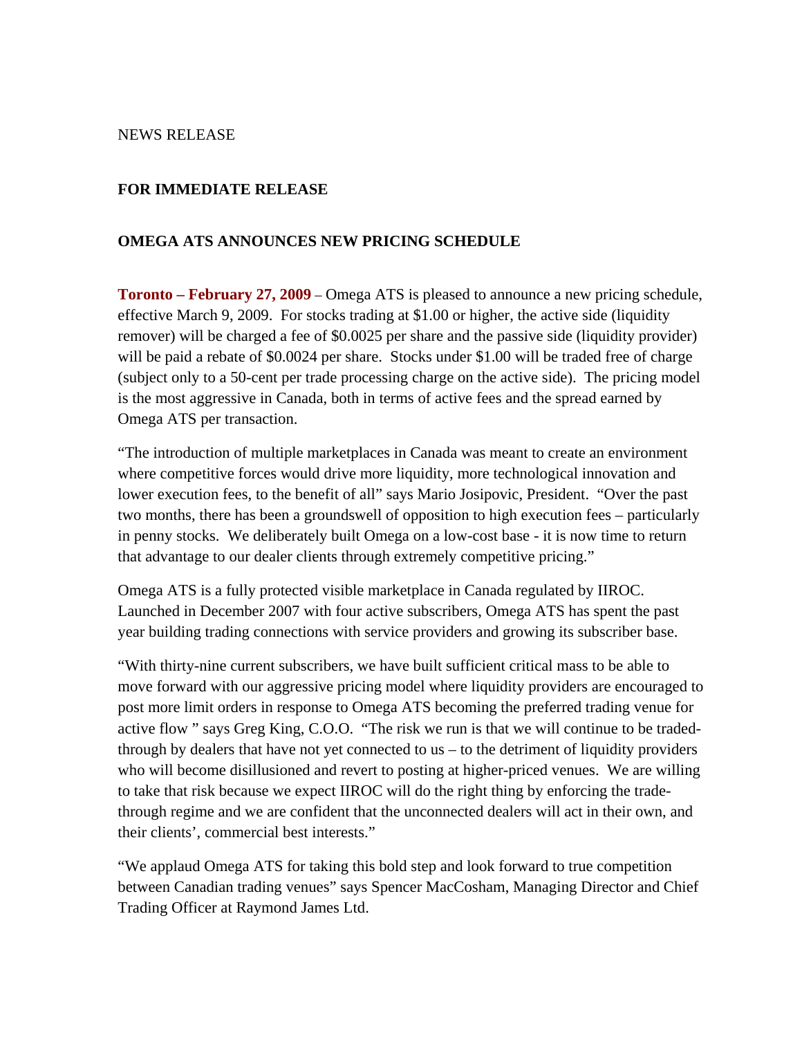NEWS RELEASE

**FOR IMMEDIATE RELEASE**

**OMEGA ATS ANNOUNCES NEW PRICING SCHEDULE**

**Toronto – February 27, 2009** – Omega ATS is pleased to announce a new pricing schedule, effective March 9, 2009. For stocks trading at $1.00 or higher, the active side (liquidity remover) will be charged a fee of $0.0025 per share and the passive side (liquidity provider) will be paid a rebate of $0.0024 per share. Stocks under $1.00 will be traded free of charge (subject only to a 50-cent per trade processing charge on the active side). The pricing model is the most aggressive in Canada, both in terms of active fees and the spread earned by Omega ATS per transaction.

"The introduction of multiple marketplaces in Canada was meant to create an environment where competitive forces would drive more liquidity, more technological innovation and lower execution fees, to the benefit of all" says Mario Josipovic, President. "Over the past two months, there has been a groundswell of opposition to high execution fees – particularly in penny stocks. We deliberately built Omega on a low-cost base - it is now time to return that advantage to our dealer clients through extremely competitive pricing."

Omega ATS is a fully protected visible marketplace in Canada regulated by IIROC. Launched in December 2007 with four active subscribers, Omega ATS has spent the past year building trading connections with service providers and growing its subscriber base.

"With thirty-nine current subscribers, we have built sufficient critical mass to be able to move forward with our aggressive pricing model where liquidity providers are encouraged to post more limit orders in response to Omega ATS becoming the preferred trading venue for active flow " says Greg King, C.O.O. "The risk we run is that we will continue to be traded-through by dealers that have not yet connected to us – to the detriment of liquidity providers who will become disillusioned and revert to posting at higher-priced venues. We are willing to take that risk because we expect IIROC will do the right thing by enforcing the trade-through regime and we are confident that the unconnected dealers will act in their own, and their clients', commercial best interests."

"We applaud Omega ATS for taking this bold step and look forward to true competition between Canadian trading venues" says Spencer MacCosham, Managing Director and Chief Trading Officer at Raymond James Ltd.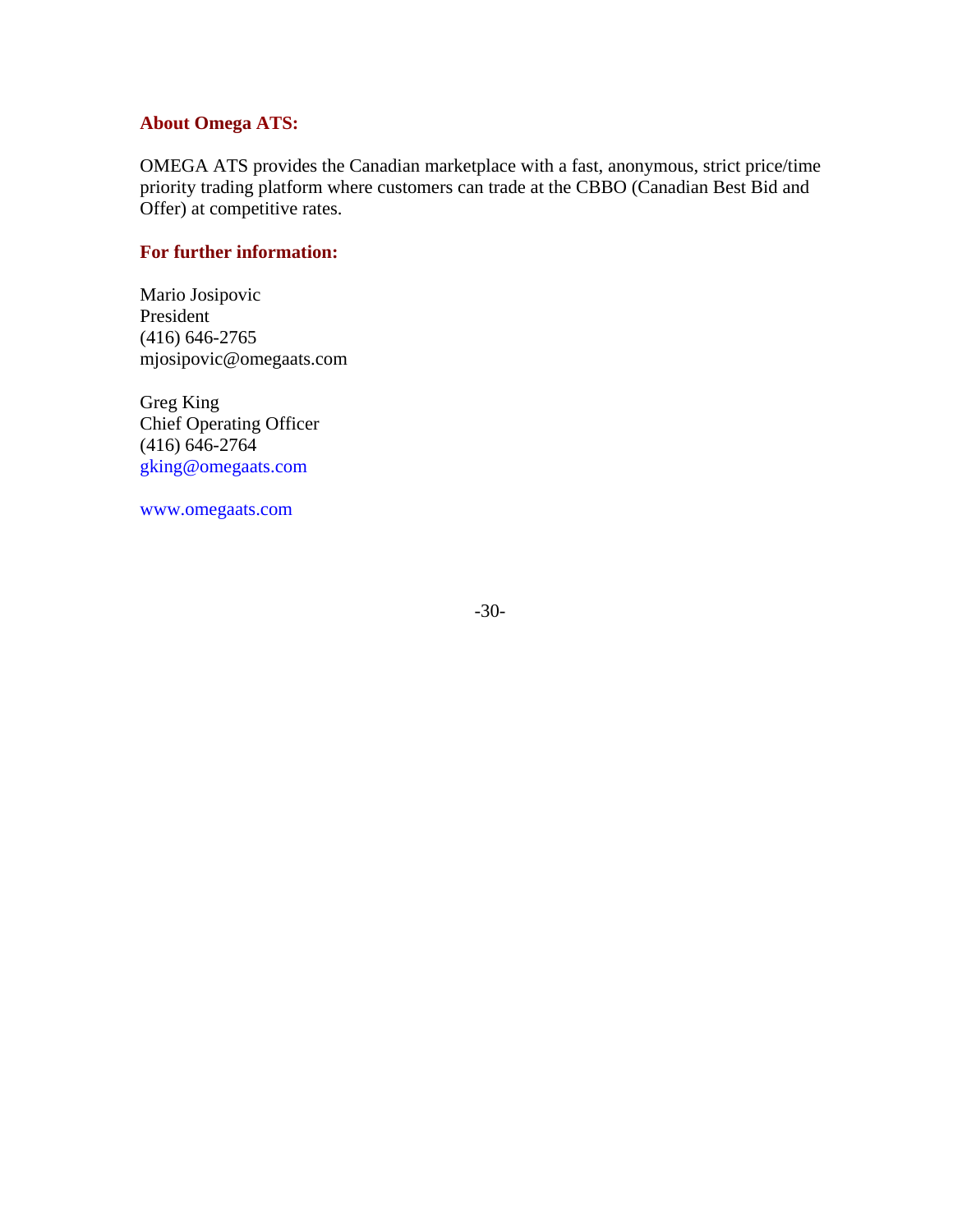### About Omega ATS:

OMEGA ATS provides the Canadian marketplace with a fast, anonymous, strict price/time priority trading platform where customers can trade at the CBBO (Canadian Best Bid and Offer) at competitive rates.

### For further information:

Mario Josipovic
President
(416) 646-2765
mjosipovic@omegaats.com

Greg King
Chief Operating Officer
(416) 646-2764
gking@omegaats.com

www.omegaats.com

-30-